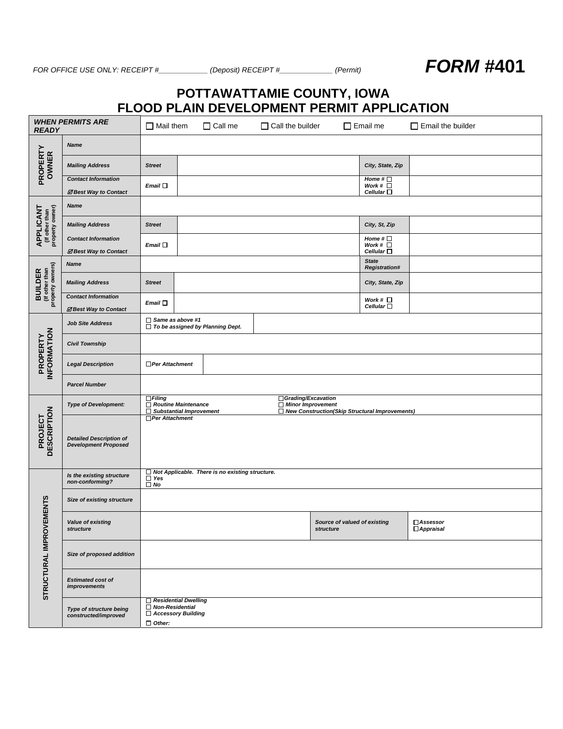*FOR OFFICE USE ONLY: RECEIPT #____________ (Deposit) RECEIPT #_____________ (Permit)*

# *FORM* #401

## POTTAWATTAMIE COUNTY, IOWA
## FLOOD PLAIN DEVELOPMENT PERMIT APPLICATION

| | | | | | |
|---|---|---|---|---|---|
| ***WHEN PERMITS ARE READY*** | | ☐ Mail them ☐ Call me ☐ Call the builder ☐ Email me ☐ Email the builder | | | |
| **PROPERTY OWNER** | ***Name*** | | | | |
| | ***Mailing Address*** | ***Street*** | | ***City, State, Zip*** | |
| | ***Contact Information*** ☑ ***Best Way to Contact*** | ***Email*** ☐ | | ***Home #*** ☐ ***Work #*** ☐ ***Cellular*** ☐ | |
| **APPLICANT (If other than property owner)** | ***Name*** | | | | |
| | ***Mailing Address*** | ***Street*** | | ***City, St, Zip*** | |
| | ***Contact Information*** ☑ ***Best Way to Contact*** | ***Email*** ☐ | | ***Home #*** ☐ ***Work #*** ☐ ***Cellular*** ☐ | |
| **BUILDER (If other than property owners)** | ***Name*** | | | ***State Registration#*** | |
| | ***Mailing Address*** | ***Street*** | | ***City, State, Zip*** | |
| | ***Contact Information*** ☑ ***Best Way to Contact*** | ***Email*** ☐ | | ***Work #*** ☐ ***Cellular*** ☐ | |
| **PROPERTY INFORMATION** | ***Job Site Address*** | ☐ ***Same as above #1*** ☐ ***To be assigned by Planning Dept.*** | | | |
| | ***Civil Township*** | | | | |
| | ***Legal Description*** | ☐ ***Per Attachment*** | | | |
| | ***Parcel Number*** | | | | |
| **PROJECT DESCRIPTION** | ***Type of Development:*** | ☐ ***Filing*** ☐ ***Routine Maintenance*** ☐ ***Substantial Improvement*** ☐ ***Grading/Excavation*** ☐ ***Minor Improvement*** ☐ ***New Construction(Skip Structural Improvements)*** | | | |
| | ***Detailed Description of Development Proposed*** | ☐ ***Per Attachment*** | | | |
| **STRUCTURAL IMPROVEMENTS** | ***Is the existing structure non-conforming?*** | ☐ ***Not Applicable. There is no existing structure.*** ☐ ***Yes*** ☐ ***No*** | | | |
| | ***Size of existing structure*** | | | | |
| | ***Value of existing structure*** | | | ***Source of valued of existing structure*** | ☐ ***Assessor*** ☐ ***Appraisal*** |
| | ***Size of proposed addition*** | | | | |
| | ***Estimated cost of improvements*** | | | | |
| | ***Type of structure being constructed/improved*** | ☐ ***Residential Dwelling*** ☐ ***Non-Residential*** ☐ ***Accessory Building*** ☐ ***Other:*** | | | |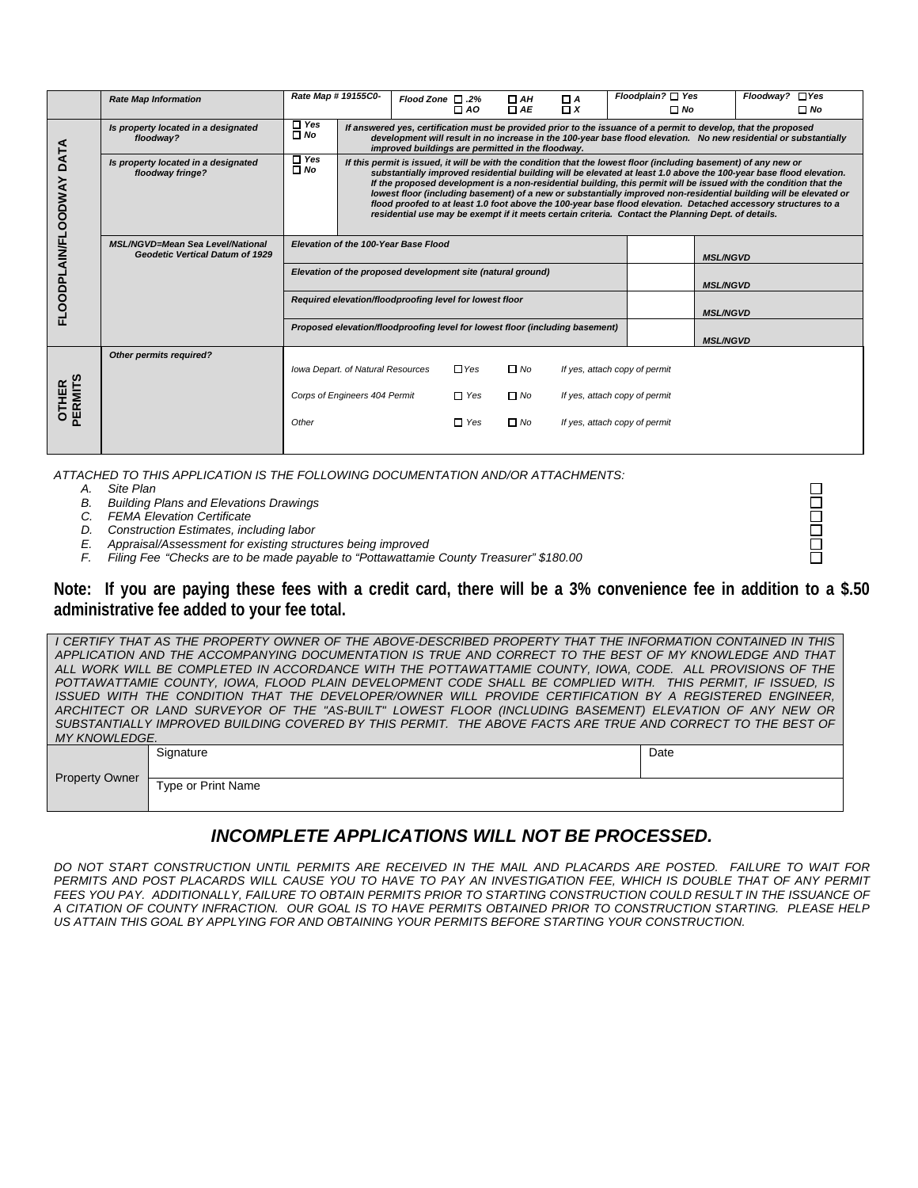| | | | | | | | | |
|---|---|---|---|---|---|---|---|---|
| | *Rate Map Information* | *Rate Map # 19155C0-* | *Flood Zone* ☐ *.2%* ☐ *AO* | ☐ *AH* ☐ *AE* | ☐ *A* ☐ *X* | *Floodplain?* ☐ *Yes* ☐ *No* | | *Floodway?* ☐ *Yes* ☐ *No* |
| **FLOODPLAIN/FLOODWAY DATA** | *Is property located in a designated floodway?* | ☐ *Yes* ☐ *No* | *If answered yes, certification must be provided prior to the issuance of a permit to develop, that the proposed development will result in no increase in the 100-year base flood elevation. No new residential or substantially improved buildings are permitted in the floodway.* | | | | | |
| | *Is property located in a designated floodway fringe?* | ☐ *Yes* ☐ *No* | *If this permit is issued, it will be with the condition that the lowest floor (including basement) of any new or substantially improved residential building will be elevated at least 1.0 above the 100-year base flood elevation. If the proposed development is a non-residential building, this permit will be issued with the condition that the lowest floor (including basement) of a new or substantially improved non-residential building will be elevated or flood proofed to at least 1.0 foot above the 100-year base flood elevation. Detached accessory structures to a residential use may be exempt if it meets certain criteria. Contact the Planning Dept. of details.* | | | | | |
| | *MSL/NGVD=Mean Sea Level/National Geodetic Vertical Datum of 1929* | *Elevation of the 100-Year Base Flood* | | | | | | *MSL/NGVD* |
| | | *Elevation of the proposed development site (natural ground)* | | | | | | *MSL/NGVD* |
| | | *Required elevation/floodproofing level for lowest floor* | | | | | | *MSL/NGVD* |
| | | *Proposed elevation/floodproofing level for lowest floor (including basement)* | | | | | | *MSL/NGVD* |
| **OTHER PERMITS** | *Other permits required?* | *Iowa Depart. of Natural Resources* | ☐ *Yes* | ☐ *No* | *If yes, attach copy of permit* | | | |
| | | *Corps of Engineers 404 Permit* | ☐ *Yes* | ☐ *No* | *If yes, attach copy of permit* | | | |
| | | *Other* | ☐ *Yes* | ☐ *No* | *If yes, attach copy of permit* | | | |

*ATTACHED TO THIS APPLICATION IS THE FOLLOWING DOCUMENTATION AND/OR ATTACHMENTS:*

- *A. Site Plan* ☐
- *B. Building Plans and Elevations Drawings* ☐
- *C. FEMA Elevation Certificate* ☐
- *D. Construction Estimates, including labor* ☐
- *E. Appraisal/Assessment for existing structures being improved* ☐
- *F. Filing Fee "Checks are to be made payable to "Pottawattamie County Treasurer" $180.00* ☐

**Note: If you are paying these fees with a credit card, there will be a 3% convenience fee in addition to a $.50 administrative fee added to your fee total.**

| | | |
|---|---|---|
| *I CERTIFY THAT AS THE PROPERTY OWNER OF THE ABOVE-DESCRIBED PROPERTY THAT THE INFORMATION CONTAINED IN THIS APPLICATION AND THE ACCOMPANYING DOCUMENTATION IS TRUE AND CORRECT TO THE BEST OF MY KNOWLEDGE AND THAT ALL WORK WILL BE COMPLETED IN ACCORDANCE WITH THE POTTAWATTAMIE COUNTY, IOWA, CODE. ALL PROVISIONS OF THE POTTAWATTAMIE COUNTY, IOWA, FLOOD PLAIN DEVELOPMENT CODE SHALL BE COMPLIED WITH. THIS PERMIT, IF ISSUED, IS ISSUED WITH THE CONDITION THAT THE DEVELOPER/OWNER WILL PROVIDE CERTIFICATION BY A REGISTERED ENGINEER, ARCHITECT OR LAND SURVEYOR OF THE "AS-BUILT" LOWEST FLOOR (INCLUDING BASEMENT) ELEVATION OF ANY NEW OR SUBSTANTIALLY IMPROVED BUILDING COVERED BY THIS PERMIT. THE ABOVE FACTS ARE TRUE AND CORRECT TO THE BEST OF MY KNOWLEDGE.* | | |
| Property Owner | Signature | Date |
| | Type or Print Name | |

## *INCOMPLETE APPLICATIONS WILL NOT BE PROCESSED.*

*DO NOT START CONSTRUCTION UNTIL PERMITS ARE RECEIVED IN THE MAIL AND PLACARDS ARE POSTED. FAILURE TO WAIT FOR PERMITS AND POST PLACARDS WILL CAUSE YOU TO HAVE TO PAY AN INVESTIGATION FEE, WHICH IS DOUBLE THAT OF ANY PERMIT FEES YOU PAY. ADDITIONALLY, FAILURE TO OBTAIN PERMITS PRIOR TO STARTING CONSTRUCTION COULD RESULT IN THE ISSUANCE OF A CITATION OF COUNTY INFRACTION. OUR GOAL IS TO HAVE PERMITS OBTAINED PRIOR TO CONSTRUCTION STARTING. PLEASE HELP US ATTAIN THIS GOAL BY APPLYING FOR AND OBTAINING YOUR PERMITS BEFORE STARTING YOUR CONSTRUCTION.*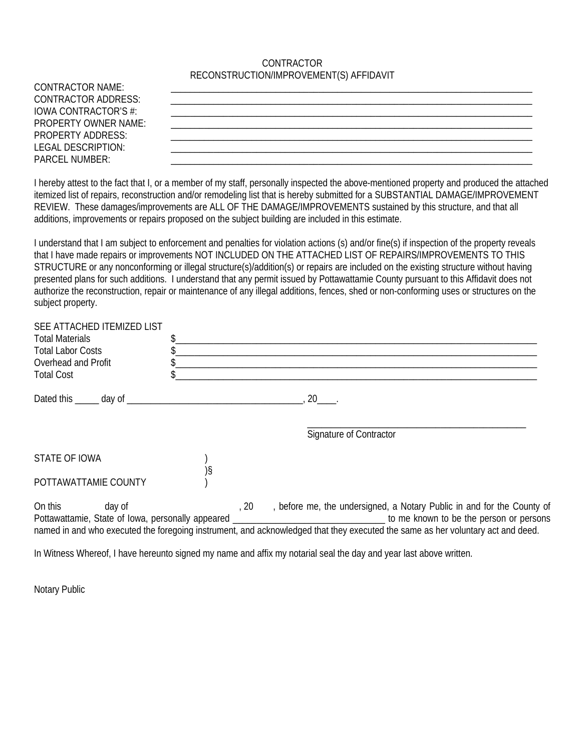# CONTRACTOR
## RECONSTRUCTION/IMPROVEMENT(S) AFFIDAVIT

CONTRACTOR NAME: ______________________________________________

CONTRACTOR ADDRESS: ______________________________________________

IOWA CONTRACTOR'S #: ______________________________________________

PROPERTY OWNER NAME: ______________________________________________

PROPERTY ADDRESS: ______________________________________________

LEGAL DESCRIPTION: ______________________________________________

PARCEL NUMBER: ______________________________________________

I hereby attest to the fact that I, or a member of my staff, personally inspected the above-mentioned property and produced the attached itemized list of repairs, reconstruction and/or remodeling list that is hereby submitted for a SUBSTANTIAL DAMAGE/IMPROVEMENT REVIEW. These damages/improvements are ALL OF THE DAMAGE/IMPROVEMENTS sustained by this structure, and that all additions, improvements or repairs proposed on the subject building are included in this estimate.

I understand that I am subject to enforcement and penalties for violation actions (s) and/or fine(s) if inspection of the property reveals that I have made repairs or improvements NOT INCLUDED ON THE ATTACHED LIST OF REPAIRS/IMPROVEMENTS TO THIS STRUCTURE or any nonconforming or illegal structure(s)/addition(s) or repairs are included on the existing structure without having presented plans for such additions. I understand that any permit issued by Pottawattamie County pursuant to this Affidavit does not authorize the reconstruction, repair or maintenance of any illegal additions, fences, shed or non-conforming uses or structures on the subject property.

SEE ATTACHED ITEMIZED LIST

Total Materials $______________________________________________

Total Labor Costs $______________________________________________

Overhead and Profit $______________________________________________

Total Cost $______________________________________________

Dated this _____ day of _____________________________________, 20____.

_______________________________________________
Signature of Contractor

STATE OF IOWA )
)§
POTTAWATTAMIE COUNTY )

On this day of , 20 , before me, the undersigned, a Notary Public in and for the County of Pottawattamie, State of Iowa, personally appeared _______________________________ to me known to be the person or persons named in and who executed the foregoing instrument, and acknowledged that they executed the same as her voluntary act and deed.

In Witness Whereof, I have hereunto signed my name and affix my notarial seal the day and year last above written.

Notary Public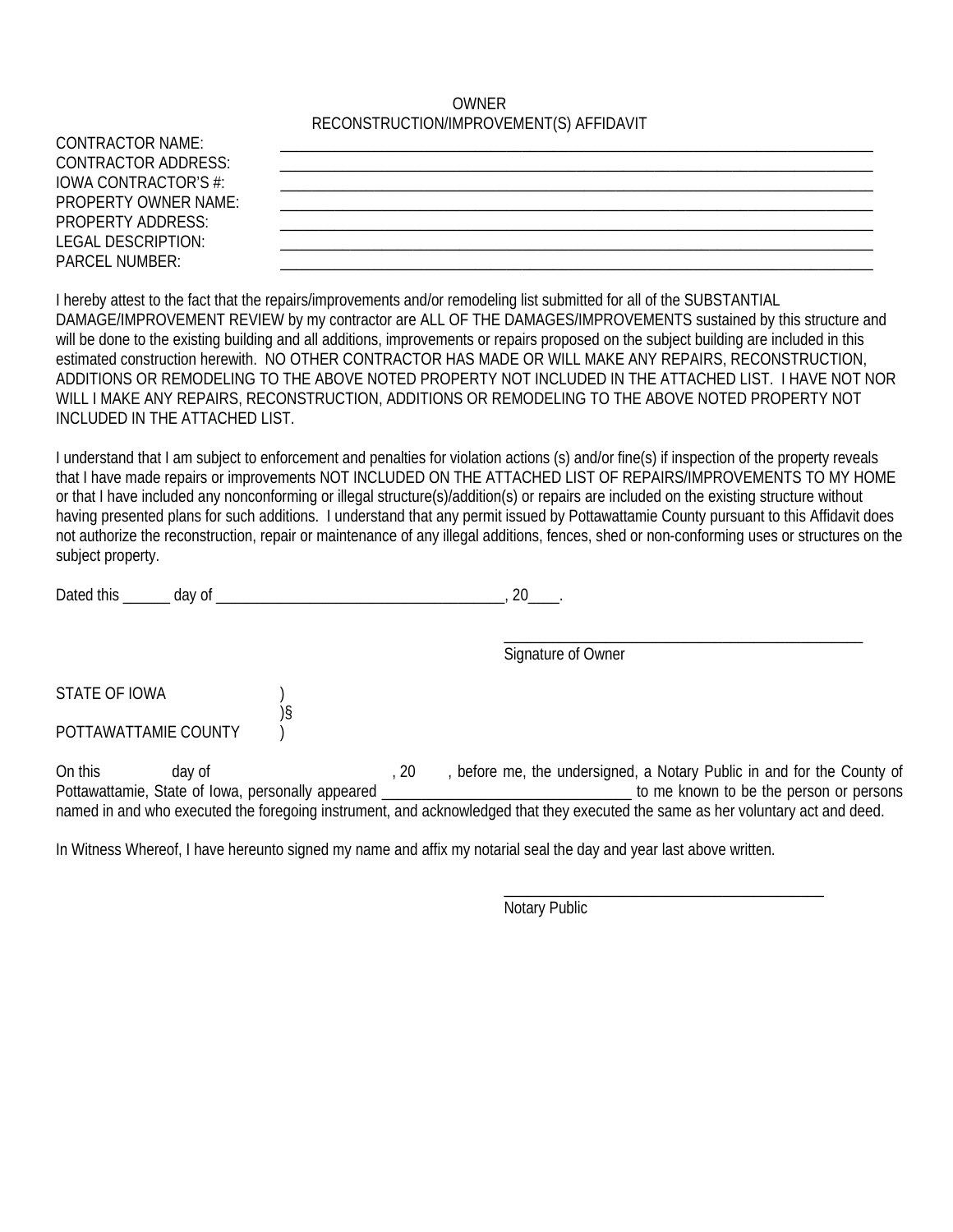# OWNER
# RECONSTRUCTION/IMPROVEMENT(S) AFFIDAVIT

CONTRACTOR NAME: _______________________________________________

CONTRACTOR ADDRESS: _______________________________________________

IOWA CONTRACTOR'S #: _______________________________________________

PROPERTY OWNER NAME: _______________________________________________

PROPERTY ADDRESS: _______________________________________________

LEGAL DESCRIPTION: _______________________________________________

PARCEL NUMBER: _______________________________________________

I hereby attest to the fact that the repairs/improvements and/or remodeling list submitted for all of the SUBSTANTIAL DAMAGE/IMPROVEMENT REVIEW by my contractor are ALL OF THE DAMAGES/IMPROVEMENTS sustained by this structure and will be done to the existing building and all additions, improvements or repairs proposed on the subject building are included in this estimated construction herewith. NO OTHER CONTRACTOR HAS MADE OR WILL MAKE ANY REPAIRS, RECONSTRUCTION, ADDITIONS OR REMODELING TO THE ABOVE NOTED PROPERTY NOT INCLUDED IN THE ATTACHED LIST. I HAVE NOT NOR WILL I MAKE ANY REPAIRS, RECONSTRUCTION, ADDITIONS OR REMODELING TO THE ABOVE NOTED PROPERTY NOT INCLUDED IN THE ATTACHED LIST.

I understand that I am subject to enforcement and penalties for violation actions (s) and/or fine(s) if inspection of the property reveals that I have made repairs or improvements NOT INCLUDED ON THE ATTACHED LIST OF REPAIRS/IMPROVEMENTS TO MY HOME or that I have included any nonconforming or illegal structure(s)/addition(s) or repairs are included on the existing structure without having presented plans for such additions. I understand that any permit issued by Pottawattamie County pursuant to this Affidavit does not authorize the reconstruction, repair or maintenance of any illegal additions, fences, shed or non-conforming uses or structures on the subject property.

Dated this ______ day of _____________________________________, 20____.

_______________________________________________
Signature of Owner

STATE OF IOWA )
)§
POTTAWATTAMIE COUNTY )

On this day of , 20 , before me, the undersigned, a Notary Public in and for the County of Pottawattamie, State of Iowa, personally appeared ________________________________ to me known to be the person or persons named in and who executed the foregoing instrument, and acknowledged that they executed the same as her voluntary act and deed.

In Witness Whereof, I have hereunto signed my name and affix my notarial seal the day and year last above written.

__________________________________________
Notary Public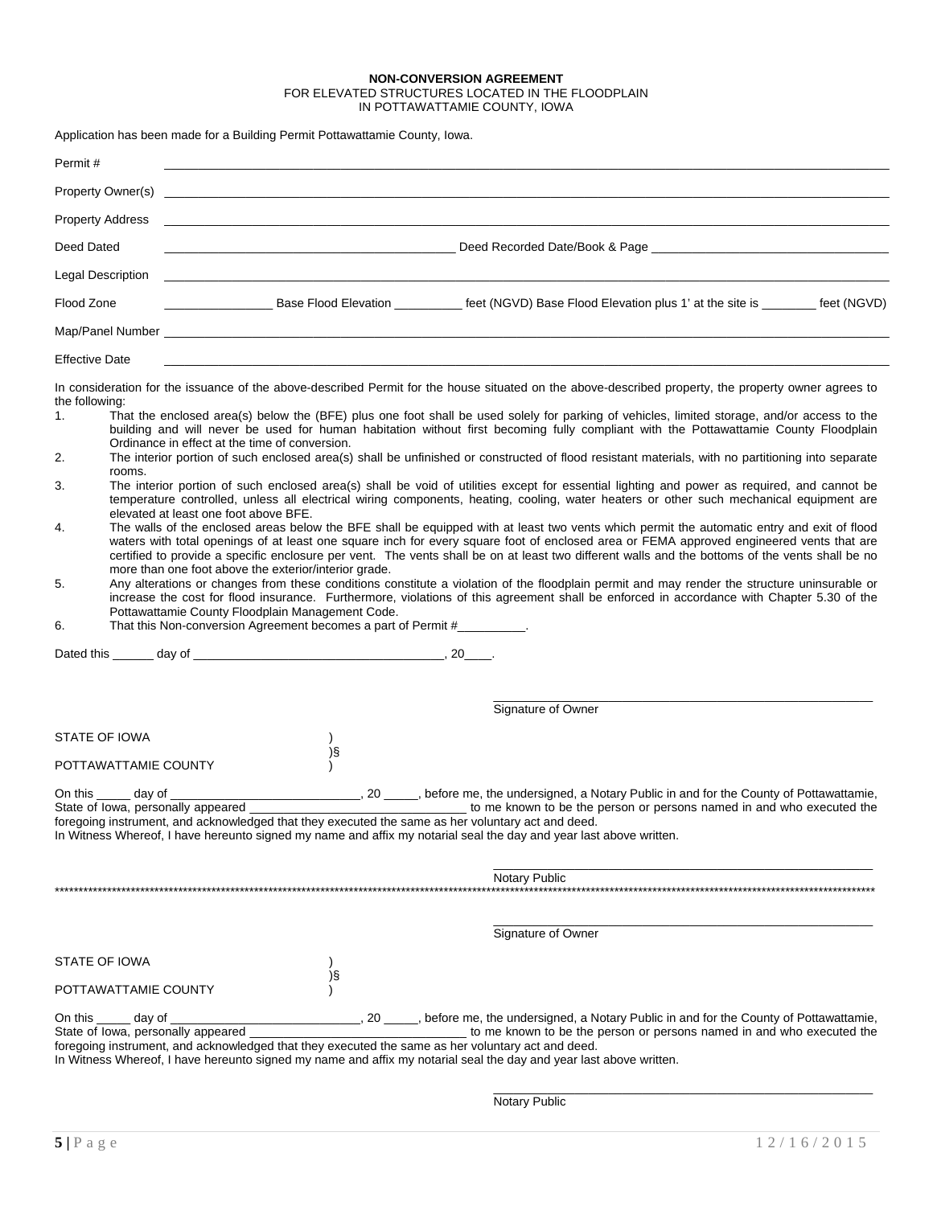**NON-CONVERSION AGREEMENT**
FOR ELEVATED STRUCTURES LOCATED IN THE FLOODPLAIN
IN POTTAWATTAMIE COUNTY, IOWA

Application has been made for a Building Permit Pottawattamie County, Iowa.

Permit # ______________________________________________________________

Property Owner(s) ______________________________________________________

Property Address _______________________________________________________

Deed Dated ____________________ Deed Recorded Date/Book & Page ____________________

Legal Description _______________________________________________________

Flood Zone ______________ Base Flood Elevation __________ feet (NGVD) Base Flood Elevation plus 1' at the site is ________ feet (NGVD)

Map/Panel Number _______________________________________________________

Effective Date __________________________________________________________

In consideration for the issuance of the above-described Permit for the house situated on the above-described property, the property owner agrees to the following:

1. That the enclosed area(s) below the (BFE) plus one foot shall be used solely for parking of vehicles, limited storage, and/or access to the building and will never be used for human habitation without first becoming fully compliant with the Pottawattamie County Floodplain Ordinance in effect at the time of conversion.
2. The interior portion of such enclosed area(s) shall be unfinished or constructed of flood resistant materials, with no partitioning into separate rooms.
3. The interior portion of such enclosed area(s) shall be void of utilities except for essential lighting and power as required, and cannot be temperature controlled, unless all electrical wiring components, heating, cooling, water heaters or other such mechanical equipment are elevated at least one foot above BFE.
4. The walls of the enclosed areas below the BFE shall be equipped with at least two vents which permit the automatic entry and exit of flood waters with total openings of at least one square inch for every square foot of enclosed area or FEMA approved engineered vents that are certified to provide a specific enclosure per vent. The vents shall be on at least two different walls and the bottoms of the vents shall be no more than one foot above the exterior/interior grade.
5. Any alterations or changes from these conditions constitute a violation of the floodplain permit and may render the structure uninsurable or increase the cost for flood insurance. Furthermore, violations of this agreement shall be enforced in accordance with Chapter 5.30 of the Pottawattamie County Floodplain Management Code.
6. That this Non-conversion Agreement becomes a part of Permit #__________.

Dated this ______ day of ____________________________, 20____.

_______________________________
Signature of Owner

STATE OF IOWA )
)§
POTTAWATTAMIE COUNTY )

On this _____ day of ____________________, 20 _____, before me, the undersigned, a Notary Public in and for the County of Pottawattamie, State of Iowa, personally appeared ____________________ to me known to be the person or persons named in and who executed the foregoing instrument, and acknowledged that they executed the same as her voluntary act and deed.
In Witness Whereof, I have hereunto signed my name and affix my notarial seal the day and year last above written.

_______________________________
Notary Public

***************************************************************************************************

_______________________________
Signature of Owner

STATE OF IOWA )
)§
POTTAWATTAMIE COUNTY )

On this _____ day of ____________________, 20 _____, before me, the undersigned, a Notary Public in and for the County of Pottawattamie, State of Iowa, personally appeared ____________________ to me known to be the person or persons named in and who executed the foregoing instrument, and acknowledged that they executed the same as her voluntary act and deed.
In Witness Whereof, I have hereunto signed my name and affix my notarial seal the day and year last above written.

_______________________________
Notary Public